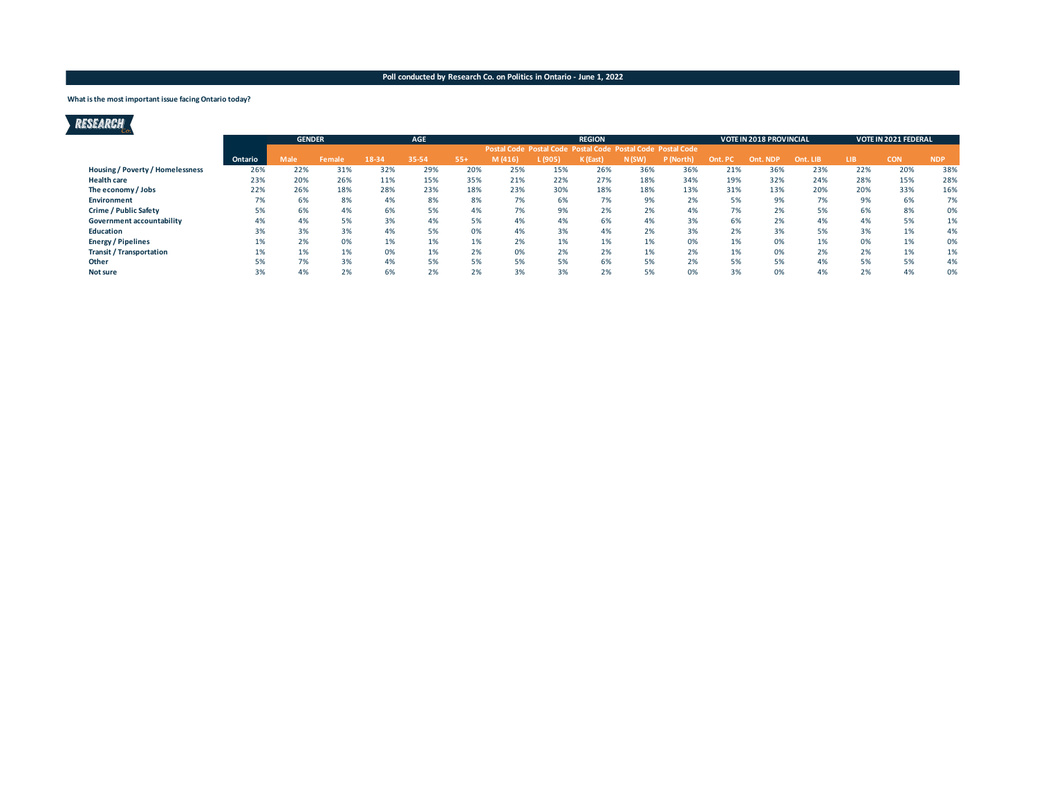**Poll conducted by Research Co. on Politics in Ontario - June 1, 2022**

**What is the most important issue facing Ontario today?**

| | | GENDER | | AGE | | | REGION | | | | | VOTE IN 2018 PROVINCIAL | | | VOTE IN 2021 FEDERAL | | |
|---|---|---|---|---|---|---|---|---|---|---|---|---|---|---|---|---|---|
| | Ontario | Male | Female | 18-34 | 35-54 | 55+ | Postal Code M (416) | Postal Code L (905) | Postal Code K (East) | Postal Code N (SW) | Postal Code P (North) | Ont. PC | Ont. NDP | Ont. LIB | LIB | CON | NDP |
| **Housing / Poverty / Homelessness** | 26% | 22% | 31% | 32% | 29% | 20% | 25% | 15% | 26% | 36% | 36% | 21% | 36% | 23% | 22% | 20% | 38% |
| **Health care** | 23% | 20% | 26% | 11% | 15% | 35% | 21% | 22% | 27% | 18% | 34% | 19% | 32% | 24% | 28% | 15% | 28% |
| **The economy / Jobs** | 22% | 26% | 18% | 28% | 23% | 18% | 23% | 30% | 18% | 18% | 13% | 31% | 13% | 20% | 20% | 33% | 16% |
| **Environment** | 7% | 6% | 8% | 4% | 8% | 8% | 7% | 6% | 7% | 9% | 2% | 5% | 9% | 7% | 9% | 6% | 7% |
| **Crime / Public Safety** | 5% | 6% | 4% | 6% | 5% | 4% | 7% | 9% | 2% | 2% | 4% | 7% | 2% | 5% | 6% | 8% | 0% |
| **Government accountability** | 4% | 4% | 5% | 3% | 4% | 5% | 4% | 4% | 6% | 4% | 3% | 6% | 2% | 4% | 4% | 5% | 1% |
| **Education** | 3% | 3% | 3% | 4% | 5% | 0% | 4% | 3% | 4% | 2% | 3% | 2% | 3% | 5% | 3% | 1% | 4% |
| **Energy / Pipelines** | 1% | 2% | 0% | 1% | 1% | 1% | 2% | 1% | 1% | 1% | 0% | 1% | 0% | 1% | 0% | 1% | 0% |
| **Transit / Transportation** | 1% | 1% | 1% | 0% | 1% | 2% | 0% | 2% | 2% | 1% | 2% | 1% | 0% | 2% | 2% | 1% | 1% |
| **Other** | 5% | 7% | 3% | 4% | 5% | 5% | 5% | 5% | 6% | 5% | 2% | 5% | 5% | 4% | 5% | 5% | 4% |
| **Not sure** | 3% | 4% | 2% | 6% | 2% | 2% | 3% | 3% | 2% | 5% | 0% | 3% | 0% | 4% | 2% | 4% | 0% |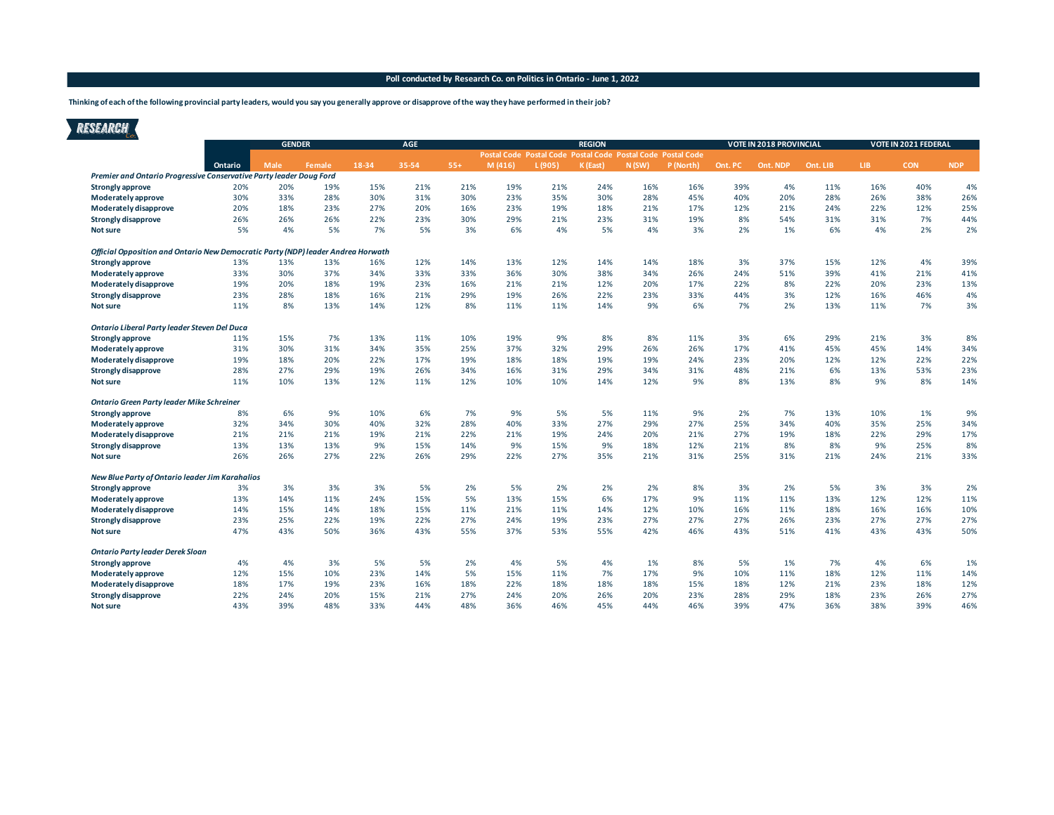**Poll conducted by Research Co. on Politics in Ontario - June 1, 2022**

**Thinking of each of the following provincial party leaders, would you say you generally approve or disapprove of the way they have performed in their job?**

| | | GENDER | | AGE | | | REGION | | | | | VOTE IN 2018 PROVINCIAL | | | VOTE IN 2021 FEDERAL | | |
|---|---|---|---|---|---|---|---|---|---|---|---|---|---|---|---|---|---|
| | Ontario | Male | Female | 18-34 | 35-54 | 55+ | Postal Code M (416) | Postal Code L (905) | Postal Code K (East) | Postal Code N (SW) | Postal Code P (North) | Ont. PC | Ont. NDP | Ont. LIB | LIB | CON | NDP |
| ***Premier and Ontario Progressive Conservative Party leader Doug Ford*** | | | | | | | | | | | | | | | | | |
| **Strongly approve** | 20% | 20% | 19% | 15% | 21% | 21% | 19% | 21% | 24% | 16% | 16% | 39% | 4% | 11% | 16% | 40% | 4% |
| **Moderately approve** | 30% | 33% | 28% | 30% | 31% | 30% | 23% | 35% | 30% | 28% | 45% | 40% | 20% | 28% | 26% | 38% | 26% |
| **Moderately disapprove** | 20% | 18% | 23% | 27% | 20% | 16% | 23% | 19% | 18% | 21% | 17% | 12% | 21% | 24% | 22% | 12% | 25% |
| **Strongly disapprove** | 26% | 26% | 26% | 22% | 23% | 30% | 29% | 21% | 23% | 31% | 19% | 8% | 54% | 31% | 31% | 7% | 44% |
| **Not sure** | 5% | 4% | 5% | 7% | 5% | 3% | 6% | 4% | 5% | 4% | 3% | 2% | 1% | 6% | 4% | 2% | 2% |
| ***Official Opposition and Ontario New Democratic Party (NDP) leader Andrea Horwath*** | | | | | | | | | | | | | | | | | |
| **Strongly approve** | 13% | 13% | 13% | 16% | 12% | 14% | 13% | 12% | 14% | 14% | 18% | 3% | 37% | 15% | 12% | 4% | 39% |
| **Moderately approve** | 33% | 30% | 37% | 34% | 33% | 33% | 36% | 30% | 38% | 34% | 26% | 24% | 51% | 39% | 41% | 21% | 41% |
| **Moderately disapprove** | 19% | 20% | 18% | 19% | 23% | 16% | 21% | 21% | 12% | 20% | 17% | 22% | 8% | 22% | 20% | 23% | 13% |
| **Strongly disapprove** | 23% | 28% | 18% | 16% | 21% | 29% | 19% | 26% | 22% | 23% | 33% | 44% | 3% | 12% | 16% | 46% | 4% |
| **Not sure** | 11% | 8% | 13% | 14% | 12% | 8% | 11% | 11% | 14% | 9% | 6% | 7% | 2% | 13% | 11% | 7% | 3% |
| ***Ontario Liberal Party leader Steven Del Duca*** | | | | | | | | | | | | | | | | | |
| **Strongly approve** | 11% | 15% | 7% | 13% | 11% | 10% | 19% | 9% | 8% | 8% | 11% | 3% | 6% | 29% | 21% | 3% | 8% |
| **Moderately approve** | 31% | 30% | 31% | 34% | 35% | 25% | 37% | 32% | 29% | 26% | 26% | 17% | 41% | 45% | 45% | 14% | 34% |
| **Moderately disapprove** | 19% | 18% | 20% | 22% | 17% | 19% | 18% | 18% | 19% | 19% | 24% | 23% | 20% | 12% | 12% | 22% | 22% |
| **Strongly disapprove** | 28% | 27% | 29% | 19% | 26% | 34% | 16% | 31% | 29% | 34% | 31% | 48% | 21% | 6% | 13% | 53% | 23% |
| **Not sure** | 11% | 10% | 13% | 12% | 11% | 12% | 10% | 10% | 14% | 12% | 9% | 8% | 13% | 8% | 9% | 8% | 14% |
| ***Ontario Green Party leader Mike Schreiner*** | | | | | | | | | | | | | | | | | |
| **Strongly approve** | 8% | 6% | 9% | 10% | 6% | 7% | 9% | 5% | 5% | 11% | 9% | 2% | 7% | 13% | 10% | 1% | 9% |
| **Moderately approve** | 32% | 34% | 30% | 40% | 32% | 28% | 40% | 33% | 27% | 29% | 27% | 25% | 34% | 40% | 35% | 25% | 34% |
| **Moderately disapprove** | 21% | 21% | 21% | 19% | 21% | 22% | 21% | 19% | 24% | 20% | 21% | 27% | 19% | 18% | 22% | 29% | 17% |
| **Strongly disapprove** | 13% | 13% | 13% | 9% | 15% | 14% | 9% | 15% | 9% | 18% | 12% | 21% | 8% | 8% | 9% | 25% | 8% |
| **Not sure** | 26% | 26% | 27% | 22% | 26% | 29% | 22% | 27% | 35% | 21% | 31% | 25% | 31% | 21% | 24% | 21% | 33% |
| ***New Blue Party of Ontario leader Jim Karahalios*** | | | | | | | | | | | | | | | | | |
| **Strongly approve** | 3% | 3% | 3% | 3% | 5% | 2% | 5% | 2% | 2% | 2% | 8% | 3% | 2% | 5% | 3% | 3% | 2% |
| **Moderately approve** | 13% | 14% | 11% | 24% | 15% | 5% | 13% | 15% | 6% | 17% | 9% | 11% | 11% | 13% | 12% | 12% | 11% |
| **Moderately disapprove** | 14% | 15% | 14% | 18% | 15% | 11% | 21% | 11% | 14% | 12% | 10% | 16% | 11% | 18% | 16% | 16% | 10% |
| **Strongly disapprove** | 23% | 25% | 22% | 19% | 22% | 27% | 24% | 19% | 23% | 27% | 27% | 27% | 26% | 23% | 27% | 27% | 27% |
| **Not sure** | 47% | 43% | 50% | 36% | 43% | 55% | 37% | 53% | 55% | 42% | 46% | 43% | 51% | 41% | 43% | 43% | 50% |
| ***Ontario Party leader Derek Sloan*** | | | | | | | | | | | | | | | | | |
| **Strongly approve** | 4% | 4% | 3% | 5% | 5% | 2% | 4% | 5% | 4% | 1% | 8% | 5% | 1% | 7% | 4% | 6% | 1% |
| **Moderately approve** | 12% | 15% | 10% | 23% | 14% | 5% | 15% | 11% | 7% | 17% | 9% | 10% | 11% | 18% | 12% | 11% | 14% |
| **Moderately disapprove** | 18% | 17% | 19% | 23% | 16% | 18% | 22% | 18% | 18% | 18% | 15% | 18% | 12% | 21% | 23% | 18% | 12% |
| **Strongly disapprove** | 22% | 24% | 20% | 15% | 21% | 27% | 24% | 20% | 26% | 20% | 23% | 28% | 29% | 18% | 23% | 26% | 27% |
| **Not sure** | 43% | 39% | 48% | 33% | 44% | 48% | 36% | 46% | 45% | 44% | 46% | 39% | 47% | 36% | 38% | 39% | 46% |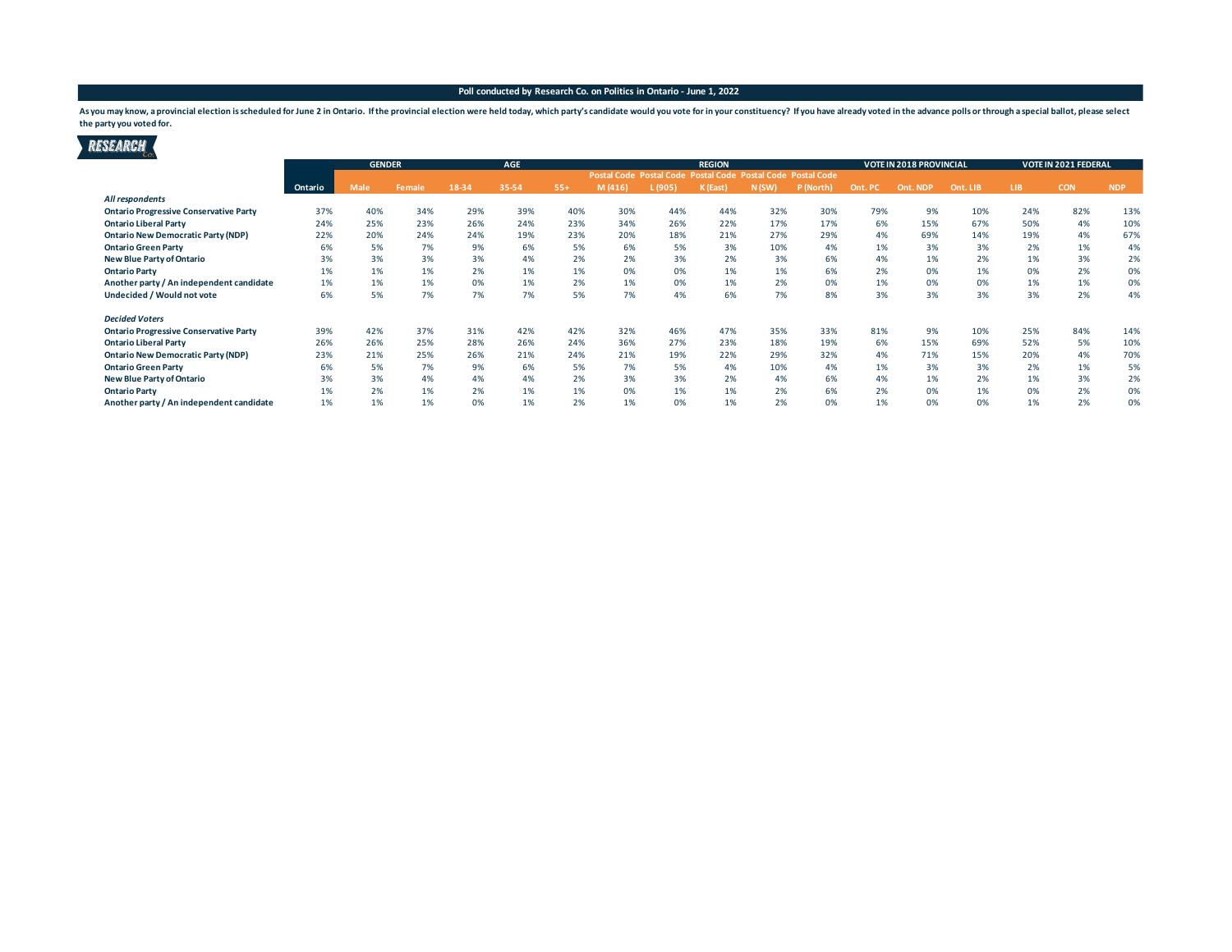**Poll conducted by Research Co. on Politics in Ontario - June 1, 2022**

**As you may know, a provincial election is scheduled for June 2 in Ontario. If the provincial election were held today, which party's candidate would you vote for in your constituency? If you have already voted in the advance polls or through a special ballot, please select the party you voted for.**

| | | GENDER | | AGE | | | REGION | | | | | VOTE IN 2018 PROVINCIAL | | | VOTE IN 2021 FEDERAL | | |
|---|---|---|---|---|---|---|---|---|---|---|---|---|---|---|---|---|---|
| | Ontario | Male | Female | 18-34 | 35-54 | 55+ | Postal Code M (416) | Postal Code L (905) | Postal Code K (East) | Postal Code N (SW) | Postal Code P (North) | Ont. PC | Ont. NDP | Ont. LIB | LIB | CON | NDP |
| ***All respondents*** | | | | | | | | | | | | | | | | | |
| **Ontario Progressive Conservative Party** | 37% | 40% | 34% | 29% | 39% | 40% | 30% | 44% | 44% | 32% | 30% | 79% | 9% | 10% | 24% | 82% | 13% |
| **Ontario Liberal Party** | 24% | 25% | 23% | 26% | 24% | 23% | 34% | 26% | 22% | 17% | 17% | 6% | 15% | 67% | 50% | 4% | 10% |
| **Ontario New Democratic Party (NDP)** | 22% | 20% | 24% | 24% | 19% | 23% | 20% | 18% | 21% | 27% | 29% | 4% | 69% | 14% | 19% | 4% | 67% |
| **Ontario Green Party** | 6% | 5% | 7% | 9% | 6% | 5% | 6% | 5% | 3% | 10% | 4% | 1% | 3% | 3% | 2% | 1% | 4% |
| **New Blue Party of Ontario** | 3% | 3% | 3% | 3% | 4% | 2% | 2% | 3% | 2% | 3% | 6% | 4% | 1% | 2% | 1% | 3% | 2% |
| **Ontario Party** | 1% | 1% | 1% | 2% | 1% | 1% | 0% | 0% | 1% | 1% | 6% | 2% | 0% | 1% | 0% | 2% | 0% |
| **Another party / An independent candidate** | 1% | 1% | 1% | 0% | 1% | 2% | 1% | 0% | 1% | 2% | 0% | 1% | 0% | 0% | 1% | 1% | 0% |
| **Undecided / Would not vote** | 6% | 5% | 7% | 7% | 7% | 5% | 7% | 4% | 6% | 7% | 8% | 3% | 3% | 3% | 3% | 2% | 4% |
| ***Decided Voters*** | | | | | | | | | | | | | | | | | |
| **Ontario Progressive Conservative Party** | 39% | 42% | 37% | 31% | 42% | 42% | 32% | 46% | 47% | 35% | 33% | 81% | 9% | 10% | 25% | 84% | 14% |
| **Ontario Liberal Party** | 26% | 26% | 25% | 28% | 26% | 24% | 36% | 27% | 23% | 18% | 19% | 6% | 15% | 69% | 52% | 5% | 10% |
| **Ontario New Democratic Party (NDP)** | 23% | 21% | 25% | 26% | 21% | 24% | 21% | 19% | 22% | 29% | 32% | 4% | 71% | 15% | 20% | 4% | 70% |
| **Ontario Green Party** | 6% | 5% | 7% | 9% | 6% | 5% | 7% | 5% | 4% | 10% | 4% | 1% | 3% | 3% | 2% | 1% | 5% |
| **New Blue Party of Ontario** | 3% | 3% | 4% | 4% | 4% | 2% | 3% | 3% | 2% | 4% | 6% | 4% | 1% | 2% | 1% | 3% | 2% |
| **Ontario Party** | 1% | 2% | 1% | 2% | 1% | 1% | 0% | 1% | 1% | 2% | 6% | 2% | 0% | 1% | 0% | 2% | 0% |
| **Another party / An independent candidate** | 1% | 1% | 1% | 0% | 1% | 2% | 1% | 0% | 1% | 2% | 0% | 1% | 0% | 0% | 1% | 2% | 0% |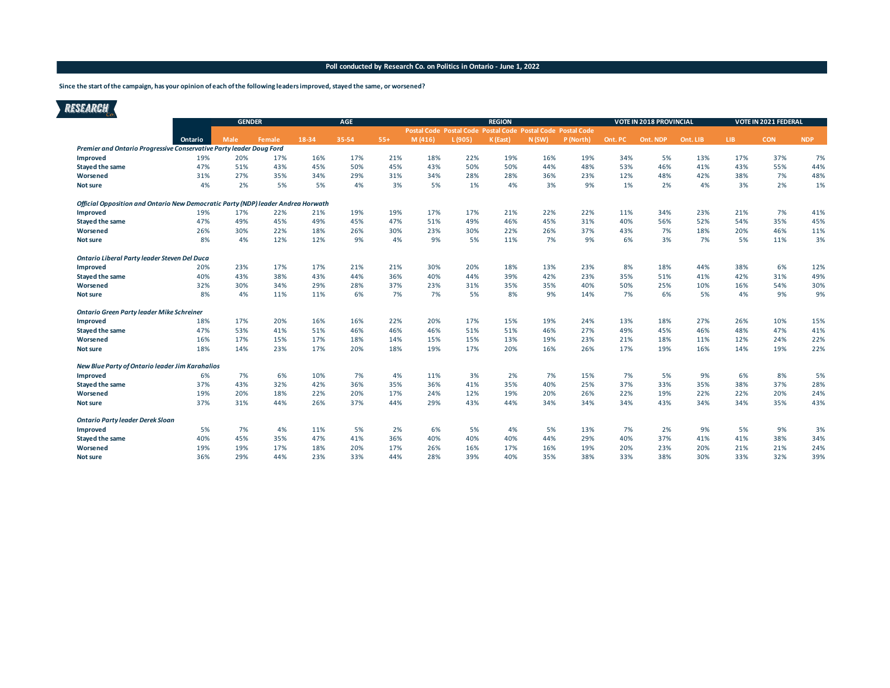**Poll conducted by Research Co. on Politics in Ontario - June 1, 2022**

**Since the start of the campaign, has your opinion of each of the following leaders improved, stayed the same, or worsened?**

RESEARCH Co.

| | | GENDER | | AGE | | | REGION | | | | | VOTE IN 2018 PROVINCIAL | | | VOTE IN 2021 FEDERAL | | |
|---|---|---|---|---|---|---|---|---|---|---|---|---|---|---|---|---|---|
| | Ontario | Male | Female | 18-34 | 35-54 | 55+ | Postal Code M (416) | Postal Code L (905) | Postal Code K (East) | Postal Code N (SW) | Postal Code P (North) | Ont. PC | Ont. NDP | Ont. LIB | LIB | CON | NDP |
| ***Premier and Ontario Progressive Conservative Party leader Doug Ford*** | | | | | | | | | | | | | | | | | |
| **Improved** | 19% | 20% | 17% | 16% | 17% | 21% | 18% | 22% | 19% | 16% | 19% | 34% | 5% | 13% | 17% | 37% | 7% |
| **Stayed the same** | 47% | 51% | 43% | 45% | 50% | 45% | 43% | 50% | 50% | 44% | 48% | 53% | 46% | 41% | 43% | 55% | 44% |
| **Worsened** | 31% | 27% | 35% | 34% | 29% | 31% | 34% | 28% | 28% | 36% | 23% | 12% | 48% | 42% | 38% | 7% | 48% |
| **Not sure** | 4% | 2% | 5% | 5% | 4% | 3% | 5% | 1% | 4% | 3% | 9% | 1% | 2% | 4% | 3% | 2% | 1% |
| ***Official Opposition and Ontario New Democratic Party (NDP) leader Andrea Horwath*** | | | | | | | | | | | | | | | | | |
| **Improved** | 19% | 17% | 22% | 21% | 19% | 19% | 17% | 17% | 21% | 22% | 22% | 11% | 34% | 23% | 21% | 7% | 41% |
| **Stayed the same** | 47% | 49% | 45% | 49% | 45% | 47% | 51% | 49% | 46% | 45% | 31% | 40% | 56% | 52% | 54% | 35% | 45% |
| **Worsened** | 26% | 30% | 22% | 18% | 26% | 30% | 23% | 30% | 22% | 26% | 37% | 43% | 7% | 18% | 20% | 46% | 11% |
| **Not sure** | 8% | 4% | 12% | 12% | 9% | 4% | 9% | 5% | 11% | 7% | 9% | 6% | 3% | 7% | 5% | 11% | 3% |
| ***Ontario Liberal Party leader Steven Del Duca*** | | | | | | | | | | | | | | | | | |
| **Improved** | 20% | 23% | 17% | 17% | 21% | 21% | 30% | 20% | 18% | 13% | 23% | 8% | 18% | 44% | 38% | 6% | 12% |
| **Stayed the same** | 40% | 43% | 38% | 43% | 44% | 36% | 40% | 44% | 39% | 42% | 23% | 35% | 51% | 41% | 42% | 31% | 49% |
| **Worsened** | 32% | 30% | 34% | 29% | 28% | 37% | 23% | 31% | 35% | 35% | 40% | 50% | 25% | 10% | 16% | 54% | 30% |
| **Not sure** | 8% | 4% | 11% | 11% | 6% | 7% | 7% | 5% | 8% | 9% | 14% | 7% | 6% | 5% | 4% | 9% | 9% |
| ***Ontario Green Party leader Mike Schreiner*** | | | | | | | | | | | | | | | | | |
| **Improved** | 18% | 17% | 20% | 16% | 16% | 22% | 20% | 17% | 15% | 19% | 24% | 13% | 18% | 27% | 26% | 10% | 15% |
| **Stayed the same** | 47% | 53% | 41% | 51% | 46% | 46% | 46% | 51% | 51% | 46% | 27% | 49% | 45% | 46% | 48% | 47% | 41% |
| **Worsened** | 16% | 17% | 15% | 17% | 18% | 14% | 15% | 15% | 13% | 19% | 23% | 21% | 18% | 11% | 12% | 24% | 22% |
| **Not sure** | 18% | 14% | 23% | 17% | 20% | 18% | 19% | 17% | 20% | 16% | 26% | 17% | 19% | 16% | 14% | 19% | 22% |
| ***New Blue Party of Ontario leader Jim Karahalios*** | | | | | | | | | | | | | | | | | |
| **Improved** | 6% | 7% | 6% | 10% | 7% | 4% | 11% | 3% | 2% | 7% | 15% | 7% | 5% | 9% | 6% | 8% | 5% |
| **Stayed the same** | 37% | 43% | 32% | 42% | 36% | 35% | 36% | 41% | 35% | 40% | 25% | 37% | 33% | 35% | 38% | 37% | 28% |
| **Worsened** | 19% | 20% | 18% | 22% | 20% | 17% | 24% | 12% | 19% | 20% | 26% | 22% | 19% | 22% | 22% | 20% | 24% |
| **Not sure** | 37% | 31% | 44% | 26% | 37% | 44% | 29% | 43% | 44% | 34% | 34% | 34% | 43% | 34% | 34% | 35% | 43% |
| ***Ontario Party leader Derek Sloan*** | | | | | | | | | | | | | | | | | |
| **Improved** | 5% | 7% | 4% | 11% | 5% | 2% | 6% | 5% | 4% | 5% | 13% | 7% | 2% | 9% | 5% | 9% | 3% |
| **Stayed the same** | 40% | 45% | 35% | 47% | 41% | 36% | 40% | 40% | 40% | 44% | 29% | 40% | 37% | 41% | 41% | 38% | 34% |
| **Worsened** | 19% | 19% | 17% | 18% | 20% | 17% | 26% | 16% | 17% | 16% | 19% | 20% | 23% | 20% | 21% | 21% | 24% |
| **Not sure** | 36% | 29% | 44% | 23% | 33% | 44% | 28% | 39% | 40% | 35% | 38% | 33% | 38% | 30% | 33% | 32% | 39% |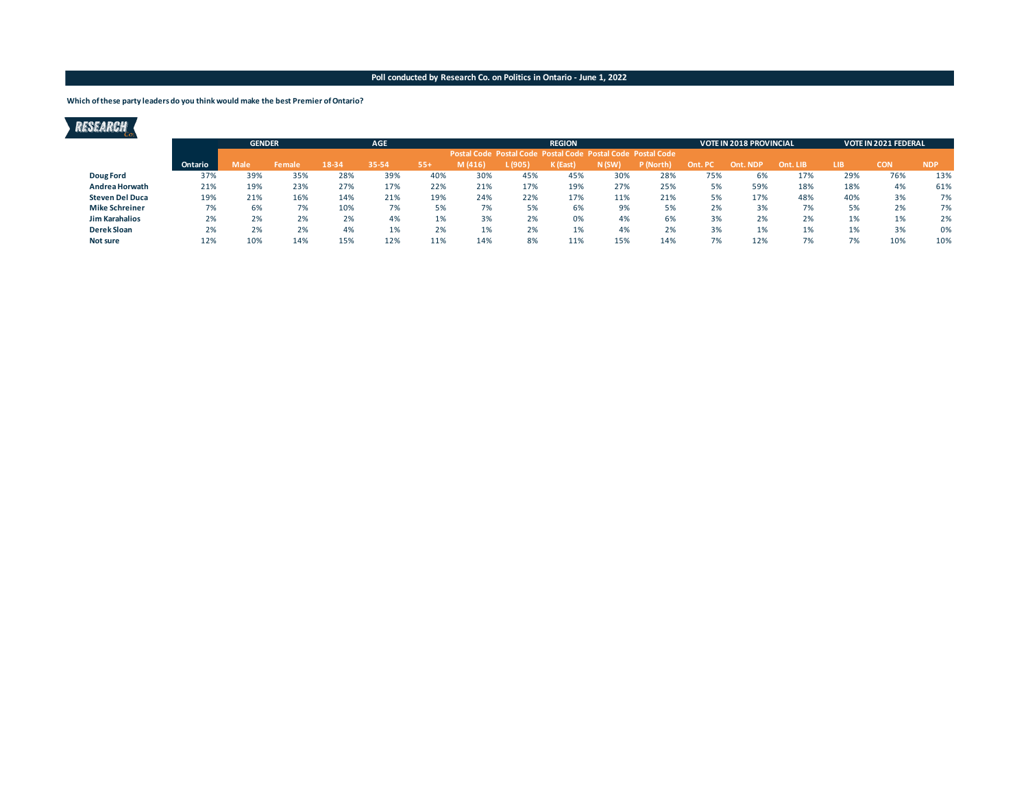**Poll conducted by Research Co. on Politics in Ontario - June 1, 2022**

**Which of these party leaders do you think would make the best Premier of Ontario?**

| | | GENDER | | AGE | | | REGION | | | | | VOTE IN 2018 PROVINCIAL | | | VOTE IN 2021 FEDERAL | | |
|---|---|---|---|---|---|---|---|---|---|---|---|---|---|---|---|---|---|
| | Ontario | Male | Female | 18-34 | 35-54 | 55+ | Postal Code M (416) | Postal Code L (905) | Postal Code K (East) | Postal Code N (SW) | Postal Code P (North) | Ont. PC | Ont. NDP | Ont. LIB | LIB | CON | NDP |
| **Doug Ford** | 37% | 39% | 35% | 28% | 39% | 40% | 30% | 45% | 45% | 30% | 28% | 75% | 6% | 17% | 29% | 76% | 13% |
| **Andrea Horwath** | 21% | 19% | 23% | 27% | 17% | 22% | 21% | 17% | 19% | 27% | 25% | 5% | 59% | 18% | 18% | 4% | 61% |
| **Steven Del Duca** | 19% | 21% | 16% | 14% | 21% | 19% | 24% | 22% | 17% | 11% | 21% | 5% | 17% | 48% | 40% | 3% | 7% |
| **Mike Schreiner** | 7% | 6% | 7% | 10% | 7% | 5% | 7% | 5% | 6% | 9% | 5% | 2% | 3% | 7% | 5% | 2% | 7% |
| **Jim Karahalios** | 2% | 2% | 2% | 2% | 4% | 1% | 3% | 2% | 0% | 4% | 6% | 3% | 2% | 2% | 1% | 1% | 2% |
| **Derek Sloan** | 2% | 2% | 2% | 4% | 1% | 2% | 1% | 2% | 1% | 4% | 2% | 3% | 1% | 1% | 1% | 3% | 0% |
| **Not sure** | 12% | 10% | 14% | 15% | 12% | 11% | 14% | 8% | 11% | 15% | 14% | 7% | 12% | 7% | 7% | 10% | 10% |